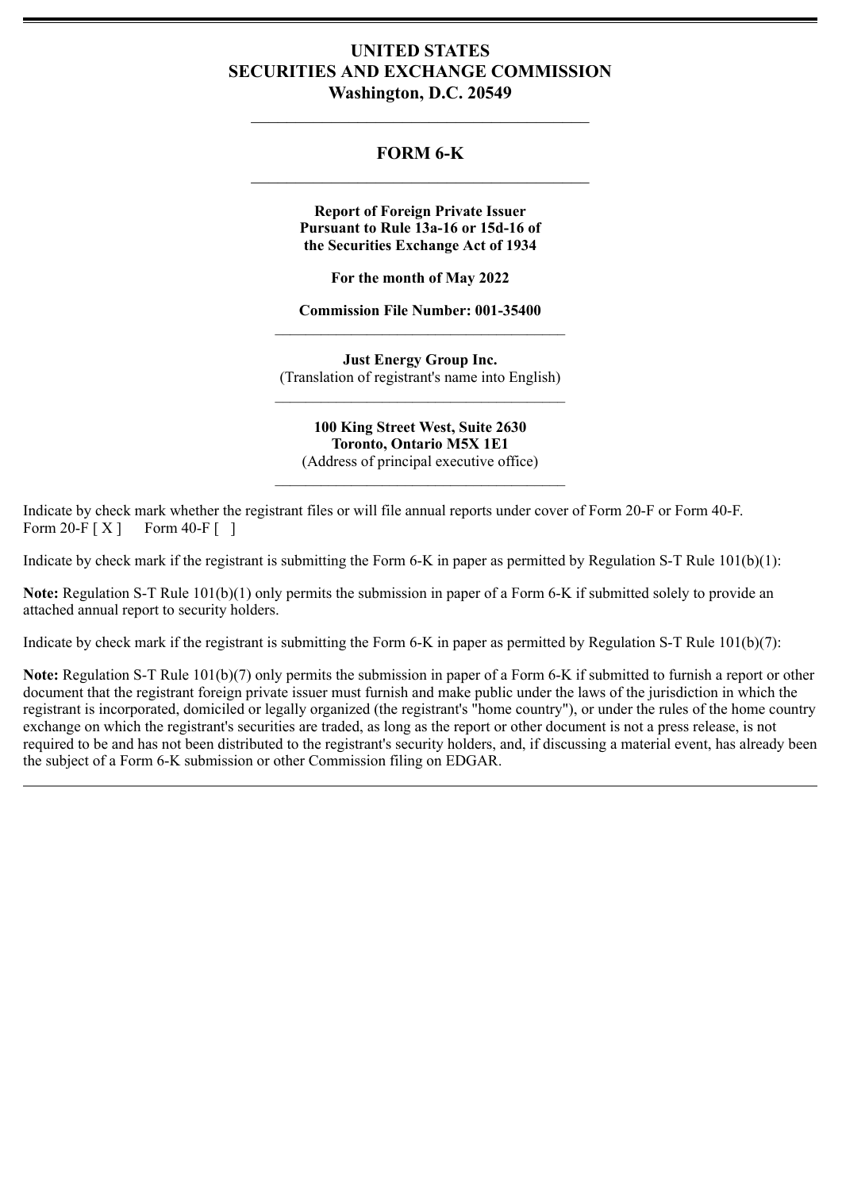# UNITED STATES
# SECURITIES AND EXCHANGE COMMISSION
## Washington, D.C. 20549

---

## FORM 6-K

---

**Report of Foreign Private Issuer**
**Pursuant to Rule 13a-16 or 15d-16 of**
**the Securities Exchange Act of 1934**

**For the month of May 2022**

**Commission File Number: 001-35400**

---

**Just Energy Group Inc.**
(Translation of registrant's name into English)

---

**100 King Street West, Suite 2630**
**Toronto, Ontario M5X 1E1**
(Address of principal executive office)

---

Indicate by check mark whether the registrant files or will file annual reports under cover of Form 20-F or Form 40-F.
Form 20-F [ X ]     Form 40-F [  ]

Indicate by check mark if the registrant is submitting the Form 6-K in paper as permitted by Regulation S-T Rule 101(b)(1):

**Note:** Regulation S-T Rule 101(b)(1) only permits the submission in paper of a Form 6-K if submitted solely to provide an attached annual report to security holders.

Indicate by check mark if the registrant is submitting the Form 6-K in paper as permitted by Regulation S-T Rule 101(b)(7):

**Note:** Regulation S-T Rule 101(b)(7) only permits the submission in paper of a Form 6-K if submitted to furnish a report or other document that the registrant foreign private issuer must furnish and make public under the laws of the jurisdiction in which the registrant is incorporated, domiciled or legally organized (the registrant's "home country"), or under the rules of the home country exchange on which the registrant's securities are traded, as long as the report or other document is not a press release, is not required to be and has not been distributed to the registrant's security holders, and, if discussing a material event, has already been the subject of a Form 6-K submission or other Commission filing on EDGAR.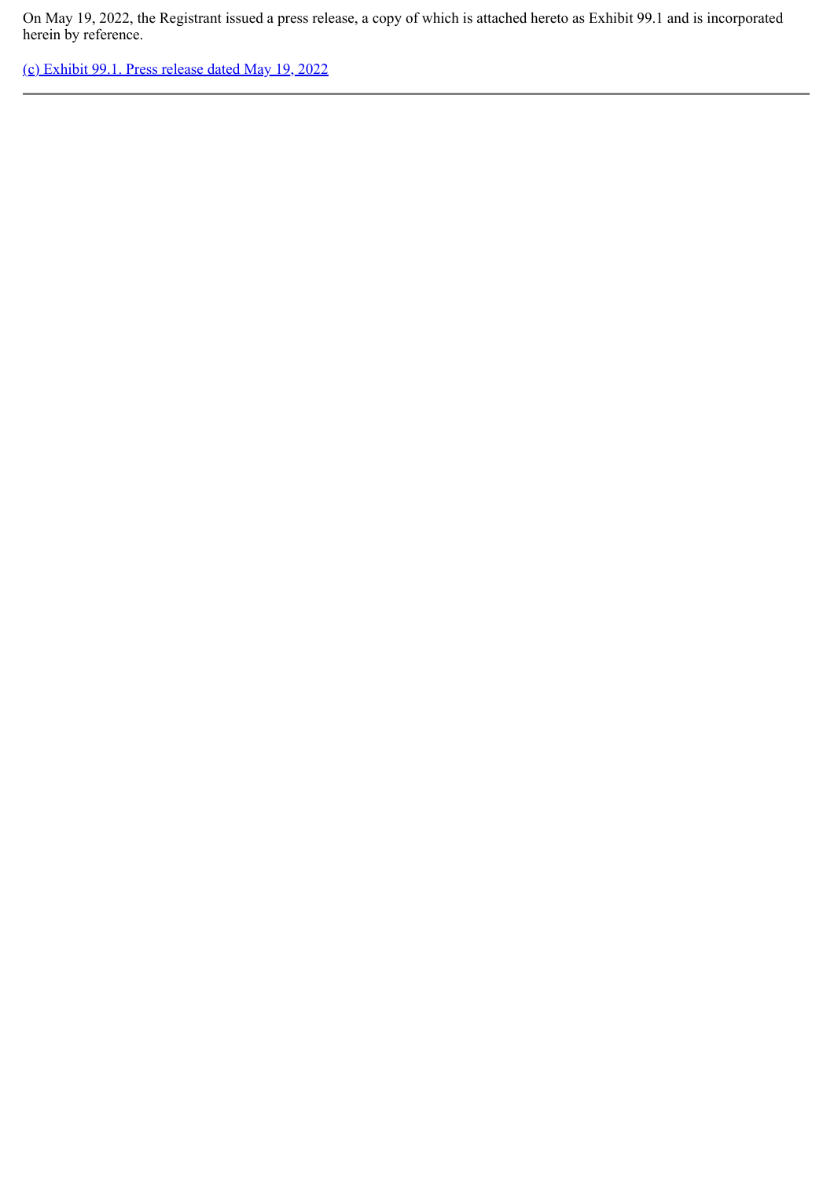On May 19, 2022, the Registrant issued a press release, a copy of which is attached hereto as Exhibit 99.1 and is incorporated herein by reference.

(c) Exhibit 99.1. Press release dated May 19, 2022

---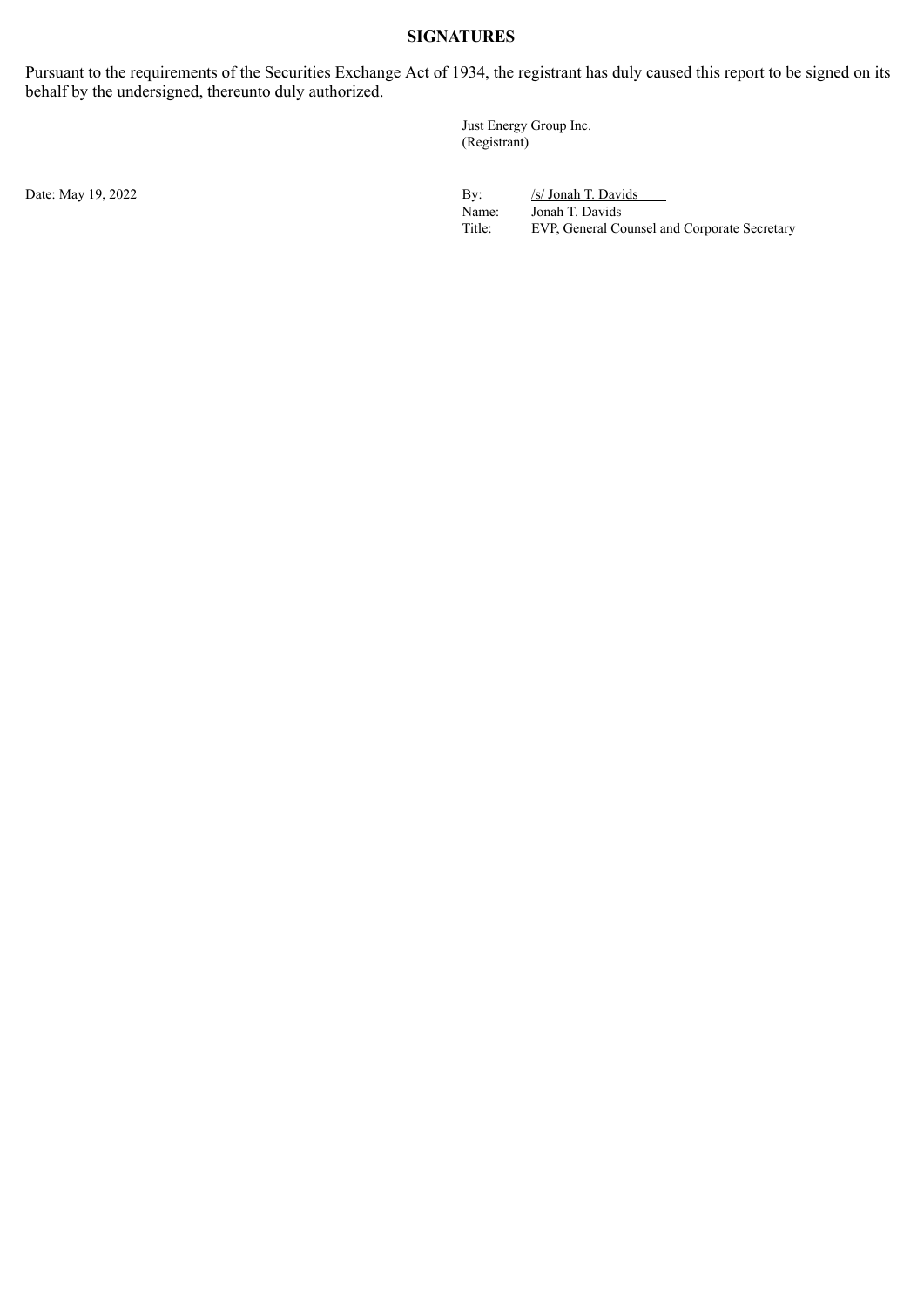**SIGNATURES**

Pursuant to the requirements of the Securities Exchange Act of 1934, the registrant has duly caused this report to be signed on its behalf by the undersigned, thereunto duly authorized.

Just Energy Group Inc.
(Registrant)

Date: May 19, 2022

By: /s/ Jonah T. Davids
Name: Jonah T. Davids
Title: EVP, General Counsel and Corporate Secretary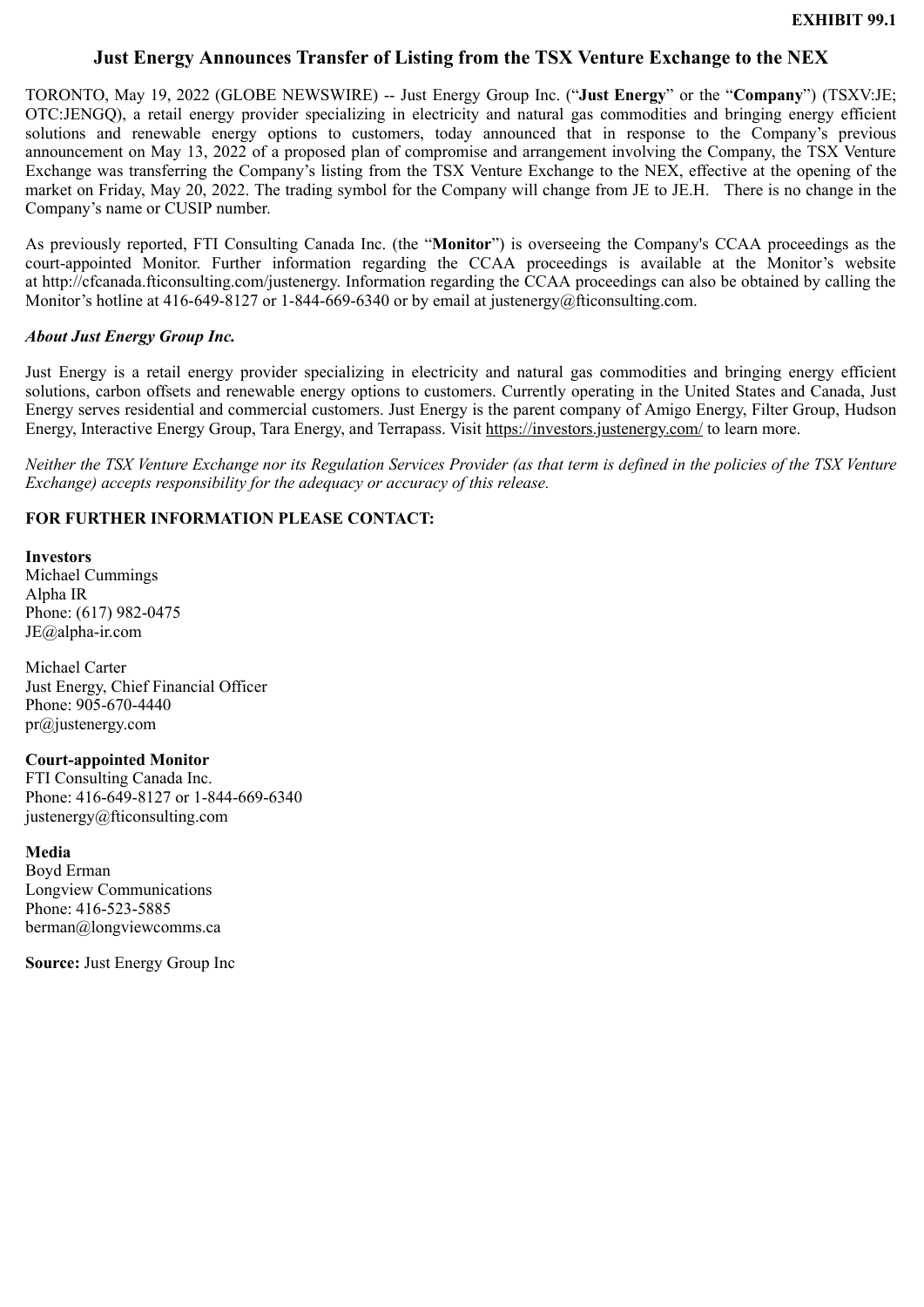**EXHIBIT 99.1**

# Just Energy Announces Transfer of Listing from the TSX Venture Exchange to the NEX

TORONTO, May 19, 2022 (GLOBE NEWSWIRE) -- Just Energy Group Inc. ("**Just Energy**" or the "**Company**") (TSXV:JE; OTC:JENGQ), a retail energy provider specializing in electricity and natural gas commodities and bringing energy efficient solutions and renewable energy options to customers, today announced that in response to the Company's previous announcement on May 13, 2022 of a proposed plan of compromise and arrangement involving the Company, the TSX Venture Exchange was transferring the Company's listing from the TSX Venture Exchange to the NEX, effective at the opening of the market on Friday, May 20, 2022. The trading symbol for the Company will change from JE to JE.H. There is no change in the Company's name or CUSIP number.

As previously reported, FTI Consulting Canada Inc. (the "**Monitor**") is overseeing the Company's CCAA proceedings as the court-appointed Monitor. Further information regarding the CCAA proceedings is available at the Monitor's website at http://cfcanada.fticonsulting.com/justenergy. Information regarding the CCAA proceedings can also be obtained by calling the Monitor's hotline at 416-649-8127 or 1-844-669-6340 or by email at justenergy@fticonsulting.com.

***About Just Energy Group Inc.***

Just Energy is a retail energy provider specializing in electricity and natural gas commodities and bringing energy efficient solutions, carbon offsets and renewable energy options to customers. Currently operating in the United States and Canada, Just Energy serves residential and commercial customers. Just Energy is the parent company of Amigo Energy, Filter Group, Hudson Energy, Interactive Energy Group, Tara Energy, and Terrapass. Visit https://investors.justenergy.com/ to learn more.

*Neither the TSX Venture Exchange nor its Regulation Services Provider (as that term is defined in the policies of the TSX Venture Exchange) accepts responsibility for the adequacy or accuracy of this release.*

**FOR FURTHER INFORMATION PLEASE CONTACT:**

**Investors**
Michael Cummings
Alpha IR
Phone: (617) 982-0475
JE@alpha-ir.com

Michael Carter
Just Energy, Chief Financial Officer
Phone: 905-670-4440
pr@justenergy.com

**Court-appointed Monitor**
FTI Consulting Canada Inc.
Phone: 416-649-8127 or 1-844-669-6340
justenergy@fticonsulting.com

**Media**
Boyd Erman
Longview Communications
Phone: 416-523-5885
berman@longviewcomms.ca

**Source:** Just Energy Group Inc